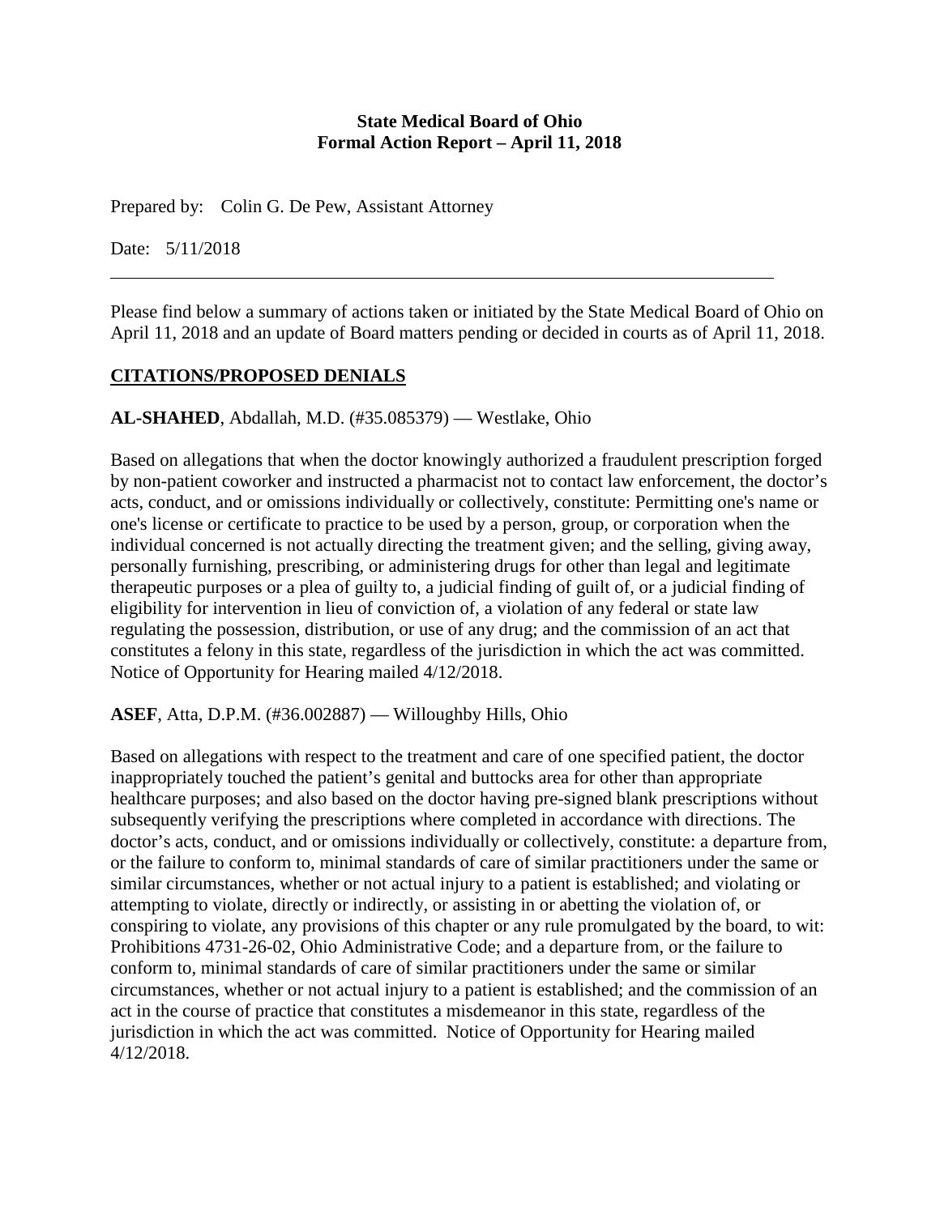**State Medical Board of Ohio**
**Formal Action Report – April 11, 2018**

Prepared by: Colin G. De Pew, Assistant Attorney

Date: 5/11/2018

---

Please find below a summary of actions taken or initiated by the State Medical Board of Ohio on April 11, 2018 and an update of Board matters pending or decided in courts as of April 11, 2018.

## CITATIONS/PROPOSED DENIALS

**AL-SHAHED**, Abdallah, M.D. (#35.085379) — Westlake, Ohio

Based on allegations that when the doctor knowingly authorized a fraudulent prescription forged by non-patient coworker and instructed a pharmacist not to contact law enforcement, the doctor's acts, conduct, and or omissions individually or collectively, constitute: Permitting one's name or one's license or certificate to practice to be used by a person, group, or corporation when the individual concerned is not actually directing the treatment given; and the selling, giving away, personally furnishing, prescribing, or administering drugs for other than legal and legitimate therapeutic purposes or a plea of guilty to, a judicial finding of guilt of, or a judicial finding of eligibility for intervention in lieu of conviction of, a violation of any federal or state law regulating the possession, distribution, or use of any drug; and the commission of an act that constitutes a felony in this state, regardless of the jurisdiction in which the act was committed. Notice of Opportunity for Hearing mailed 4/12/2018.

**ASEF**, Atta, D.P.M. (#36.002887) — Willoughby Hills, Ohio

Based on allegations with respect to the treatment and care of one specified patient, the doctor inappropriately touched the patient's genital and buttocks area for other than appropriate healthcare purposes; and also based on the doctor having pre-signed blank prescriptions without subsequently verifying the prescriptions where completed in accordance with directions. The doctor's acts, conduct, and or omissions individually or collectively, constitute: a departure from, or the failure to conform to, minimal standards of care of similar practitioners under the same or similar circumstances, whether or not actual injury to a patient is established; and violating or attempting to violate, directly or indirectly, or assisting in or abetting the violation of, or conspiring to violate, any provisions of this chapter or any rule promulgated by the board, to wit: Prohibitions 4731-26-02, Ohio Administrative Code; and a departure from, or the failure to conform to, minimal standards of care of similar practitioners under the same or similar circumstances, whether or not actual injury to a patient is established; and the commission of an act in the course of practice that constitutes a misdemeanor in this state, regardless of the jurisdiction in which the act was committed. Notice of Opportunity for Hearing mailed 4/12/2018.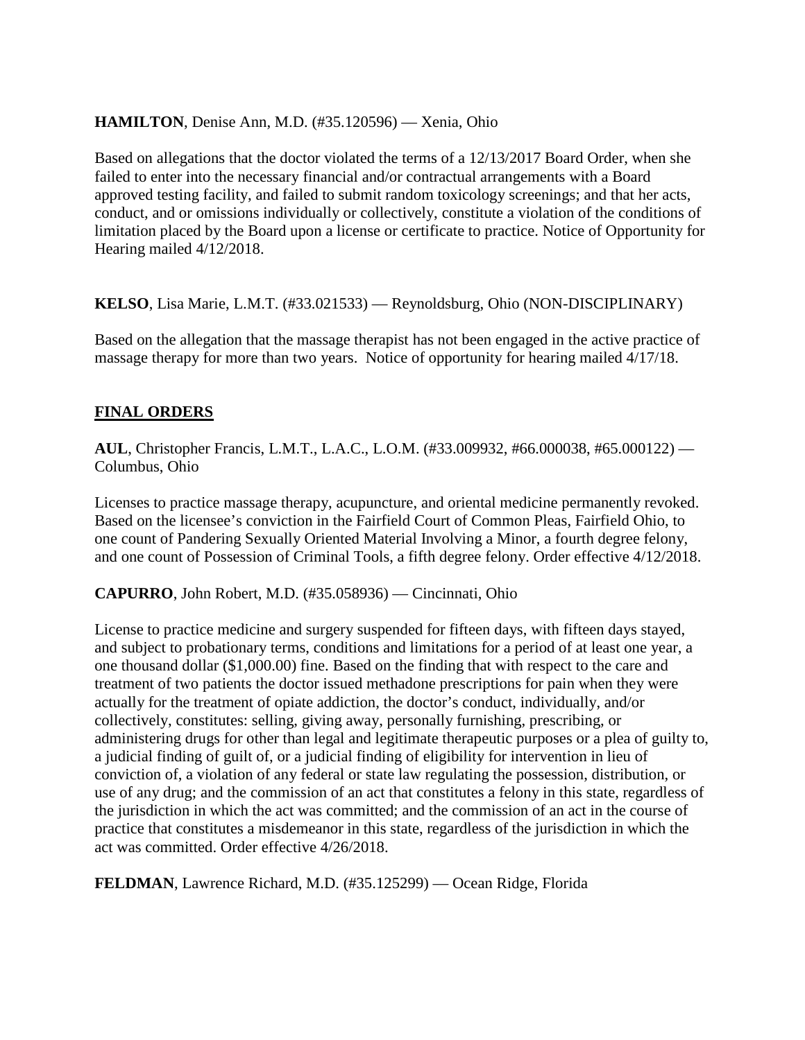**HAMILTON**, Denise Ann, M.D. (#35.120596) — Xenia, Ohio

Based on allegations that the doctor violated the terms of a 12/13/2017 Board Order, when she failed to enter into the necessary financial and/or contractual arrangements with a Board approved testing facility, and failed to submit random toxicology screenings; and that her acts, conduct, and or omissions individually or collectively, constitute a violation of the conditions of limitation placed by the Board upon a license or certificate to practice. Notice of Opportunity for Hearing mailed 4/12/2018.

**KELSO**, Lisa Marie, L.M.T. (#33.021533) — Reynoldsburg, Ohio (NON-DISCIPLINARY)

Based on the allegation that the massage therapist has not been engaged in the active practice of massage therapy for more than two years. Notice of opportunity for hearing mailed 4/17/18.

## FINAL ORDERS

**AUL**, Christopher Francis, L.M.T., L.A.C., L.O.M. (#33.009932, #66.000038, #65.000122) — Columbus, Ohio

Licenses to practice massage therapy, acupuncture, and oriental medicine permanently revoked. Based on the licensee's conviction in the Fairfield Court of Common Pleas, Fairfield Ohio, to one count of Pandering Sexually Oriented Material Involving a Minor, a fourth degree felony, and one count of Possession of Criminal Tools, a fifth degree felony. Order effective 4/12/2018.

**CAPURRO**, John Robert, M.D. (#35.058936) — Cincinnati, Ohio

License to practice medicine and surgery suspended for fifteen days, with fifteen days stayed, and subject to probationary terms, conditions and limitations for a period of at least one year, a one thousand dollar ($1,000.00) fine. Based on the finding that with respect to the care and treatment of two patients the doctor issued methadone prescriptions for pain when they were actually for the treatment of opiate addiction, the doctor's conduct, individually, and/or collectively, constitutes: selling, giving away, personally furnishing, prescribing, or administering drugs for other than legal and legitimate therapeutic purposes or a plea of guilty to, a judicial finding of guilt of, or a judicial finding of eligibility for intervention in lieu of conviction of, a violation of any federal or state law regulating the possession, distribution, or use of any drug; and the commission of an act that constitutes a felony in this state, regardless of the jurisdiction in which the act was committed; and the commission of an act in the course of practice that constitutes a misdemeanor in this state, regardless of the jurisdiction in which the act was committed. Order effective 4/26/2018.

**FELDMAN**, Lawrence Richard, M.D. (#35.125299) — Ocean Ridge, Florida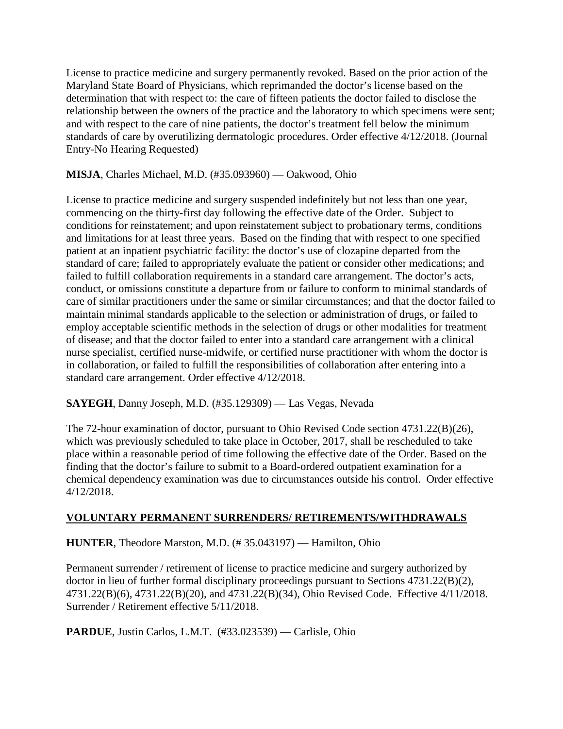License to practice medicine and surgery permanently revoked. Based on the prior action of the Maryland State Board of Physicians, which reprimanded the doctor's license based on the determination that with respect to: the care of fifteen patients the doctor failed to disclose the relationship between the owners of the practice and the laboratory to which specimens were sent; and with respect to the care of nine patients, the doctor's treatment fell below the minimum standards of care by overutilizing dermatologic procedures. Order effective 4/12/2018. (Journal Entry-No Hearing Requested)

**MISJA**, Charles Michael, M.D. (#35.093960) — Oakwood, Ohio

License to practice medicine and surgery suspended indefinitely but not less than one year, commencing on the thirty-first day following the effective date of the Order. Subject to conditions for reinstatement; and upon reinstatement subject to probationary terms, conditions and limitations for at least three years. Based on the finding that with respect to one specified patient at an inpatient psychiatric facility: the doctor's use of clozapine departed from the standard of care; failed to appropriately evaluate the patient or consider other medications; and failed to fulfill collaboration requirements in a standard care arrangement. The doctor's acts, conduct, or omissions constitute a departure from or failure to conform to minimal standards of care of similar practitioners under the same or similar circumstances; and that the doctor failed to maintain minimal standards applicable to the selection or administration of drugs, or failed to employ acceptable scientific methods in the selection of drugs or other modalities for treatment of disease; and that the doctor failed to enter into a standard care arrangement with a clinical nurse specialist, certified nurse-midwife, or certified nurse practitioner with whom the doctor is in collaboration, or failed to fulfill the responsibilities of collaboration after entering into a standard care arrangement. Order effective 4/12/2018.

**SAYEGH**, Danny Joseph, M.D. (#35.129309) — Las Vegas, Nevada

The 72-hour examination of doctor, pursuant to Ohio Revised Code section 4731.22(B)(26), which was previously scheduled to take place in October, 2017, shall be rescheduled to take place within a reasonable period of time following the effective date of the Order. Based on the finding that the doctor's failure to submit to a Board-ordered outpatient examination for a chemical dependency examination was due to circumstances outside his control. Order effective 4/12/2018.

## VOLUNTARY PERMANENT SURRENDERS/ RETIREMENTS/WITHDRAWALS

**HUNTER**, Theodore Marston, M.D. (# 35.043197) — Hamilton, Ohio

Permanent surrender / retirement of license to practice medicine and surgery authorized by doctor in lieu of further formal disciplinary proceedings pursuant to Sections 4731.22(B)(2), 4731.22(B)(6), 4731.22(B)(20), and 4731.22(B)(34), Ohio Revised Code. Effective 4/11/2018. Surrender / Retirement effective 5/11/2018.

**PARDUE**, Justin Carlos, L.M.T. (#33.023539) — Carlisle, Ohio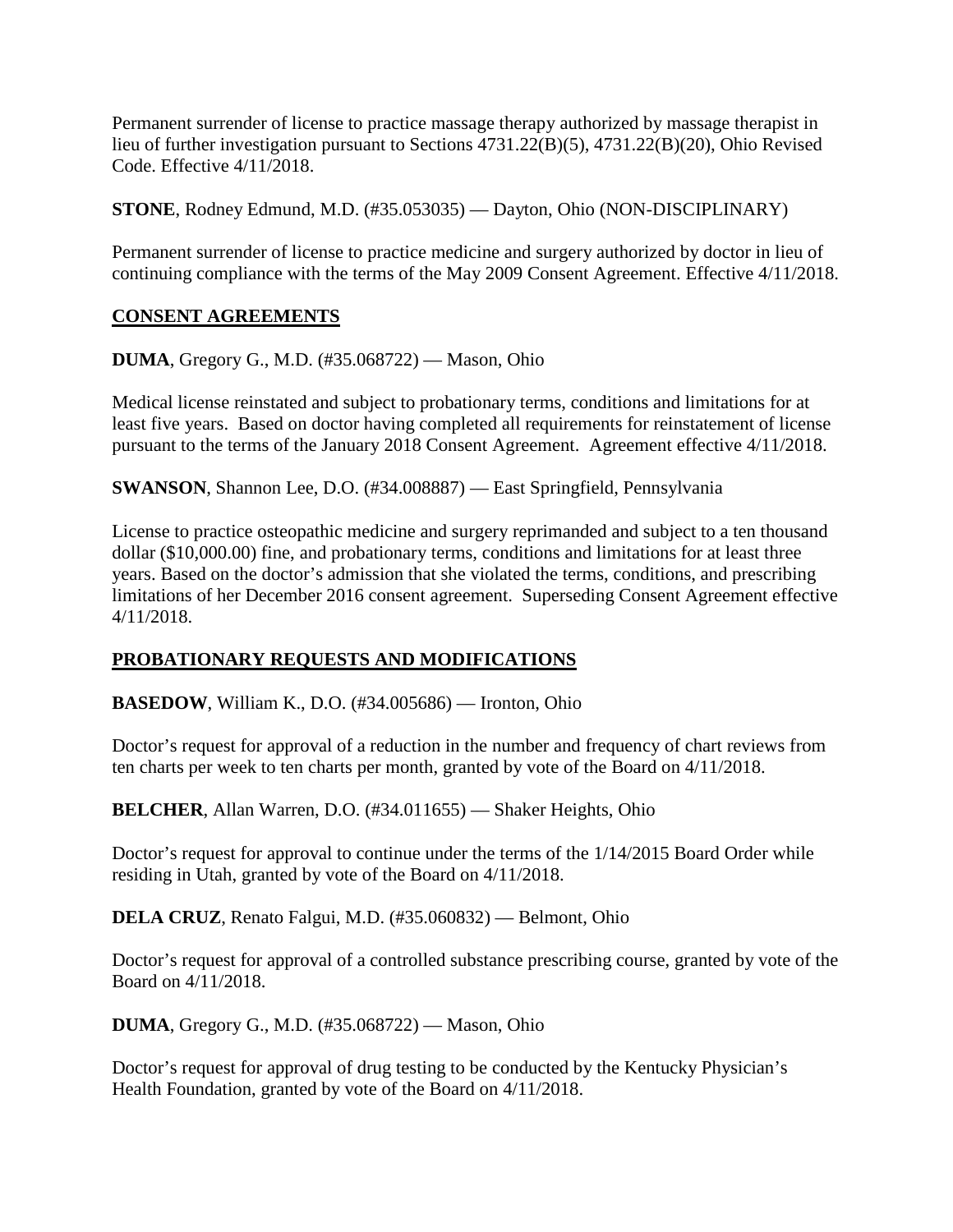Permanent surrender of license to practice massage therapy authorized by massage therapist in lieu of further investigation pursuant to Sections 4731.22(B)(5), 4731.22(B)(20), Ohio Revised Code. Effective 4/11/2018.

**STONE**, Rodney Edmund, M.D. (#35.053035) — Dayton, Ohio (NON-DISCIPLINARY)

Permanent surrender of license to practice medicine and surgery authorized by doctor in lieu of continuing compliance with the terms of the May 2009 Consent Agreement. Effective 4/11/2018.

## CONSENT AGREEMENTS

**DUMA**, Gregory G., M.D. (#35.068722) — Mason, Ohio

Medical license reinstated and subject to probationary terms, conditions and limitations for at least five years. Based on doctor having completed all requirements for reinstatement of license pursuant to the terms of the January 2018 Consent Agreement. Agreement effective 4/11/2018.

**SWANSON**, Shannon Lee, D.O. (#34.008887) — East Springfield, Pennsylvania

License to practice osteopathic medicine and surgery reprimanded and subject to a ten thousand dollar ($10,000.00) fine, and probationary terms, conditions and limitations for at least three years. Based on the doctor's admission that she violated the terms, conditions, and prescribing limitations of her December 2016 consent agreement. Superseding Consent Agreement effective 4/11/2018.

## PROBATIONARY REQUESTS AND MODIFICATIONS

**BASEDOW**, William K., D.O. (#34.005686) — Ironton, Ohio

Doctor's request for approval of a reduction in the number and frequency of chart reviews from ten charts per week to ten charts per month, granted by vote of the Board on 4/11/2018.

**BELCHER**, Allan Warren, D.O. (#34.011655) — Shaker Heights, Ohio

Doctor's request for approval to continue under the terms of the 1/14/2015 Board Order while residing in Utah, granted by vote of the Board on 4/11/2018.

**DELA CRUZ**, Renato Falgui, M.D. (#35.060832) — Belmont, Ohio

Doctor's request for approval of a controlled substance prescribing course, granted by vote of the Board on 4/11/2018.

**DUMA**, Gregory G., M.D. (#35.068722) — Mason, Ohio

Doctor's request for approval of drug testing to be conducted by the Kentucky Physician's Health Foundation, granted by vote of the Board on 4/11/2018.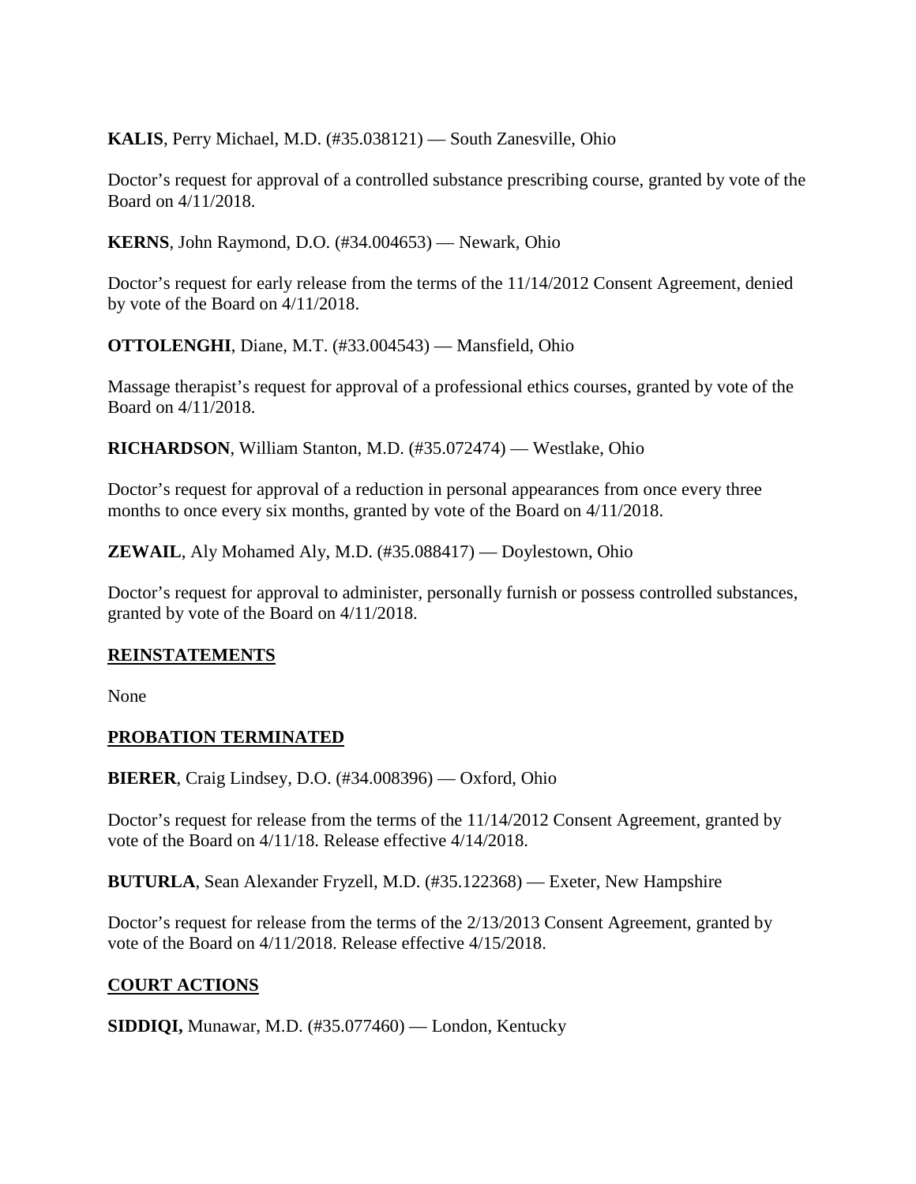**KALIS**, Perry Michael, M.D. (#35.038121) — South Zanesville, Ohio

Doctor's request for approval of a controlled substance prescribing course, granted by vote of the Board on 4/11/2018.

**KERNS**, John Raymond, D.O. (#34.004653) — Newark, Ohio

Doctor's request for early release from the terms of the 11/14/2012 Consent Agreement, denied by vote of the Board on 4/11/2018.

**OTTOLENGHI**, Diane, M.T. (#33.004543) — Mansfield, Ohio

Massage therapist's request for approval of a professional ethics courses, granted by vote of the Board on 4/11/2018.

**RICHARDSON**, William Stanton, M.D. (#35.072474) — Westlake, Ohio

Doctor's request for approval of a reduction in personal appearances from once every three months to once every six months, granted by vote of the Board on 4/11/2018.

**ZEWAIL**, Aly Mohamed Aly, M.D. (#35.088417) — Doylestown, Ohio

Doctor's request for approval to administer, personally furnish or possess controlled substances, granted by vote of the Board on 4/11/2018.

## REINSTATEMENTS

None

## PROBATION TERMINATED

**BIERER**, Craig Lindsey, D.O. (#34.008396) — Oxford, Ohio

Doctor's request for release from the terms of the 11/14/2012 Consent Agreement, granted by vote of the Board on 4/11/18. Release effective 4/14/2018.

**BUTURLA**, Sean Alexander Fryzell, M.D. (#35.122368) — Exeter, New Hampshire

Doctor's request for release from the terms of the 2/13/2013 Consent Agreement, granted by vote of the Board on 4/11/2018. Release effective 4/15/2018.

## COURT ACTIONS

**SIDDIQI,** Munawar, M.D. (#35.077460) — London, Kentucky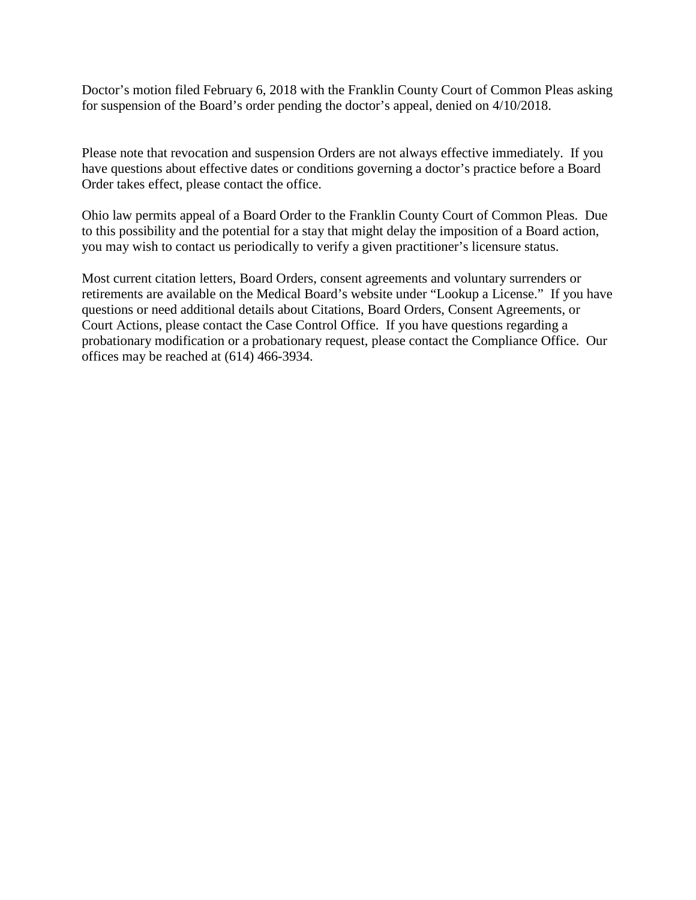Doctor's motion filed February 6, 2018 with the Franklin County Court of Common Pleas asking for suspension of the Board's order pending the doctor's appeal, denied on 4/10/2018.

Please note that revocation and suspension Orders are not always effective immediately. If you have questions about effective dates or conditions governing a doctor's practice before a Board Order takes effect, please contact the office.

Ohio law permits appeal of a Board Order to the Franklin County Court of Common Pleas. Due to this possibility and the potential for a stay that might delay the imposition of a Board action, you may wish to contact us periodically to verify a given practitioner's licensure status.

Most current citation letters, Board Orders, consent agreements and voluntary surrenders or retirements are available on the Medical Board's website under "Lookup a License." If you have questions or need additional details about Citations, Board Orders, Consent Agreements, or Court Actions, please contact the Case Control Office. If you have questions regarding a probationary modification or a probationary request, please contact the Compliance Office. Our offices may be reached at (614) 466-3934.